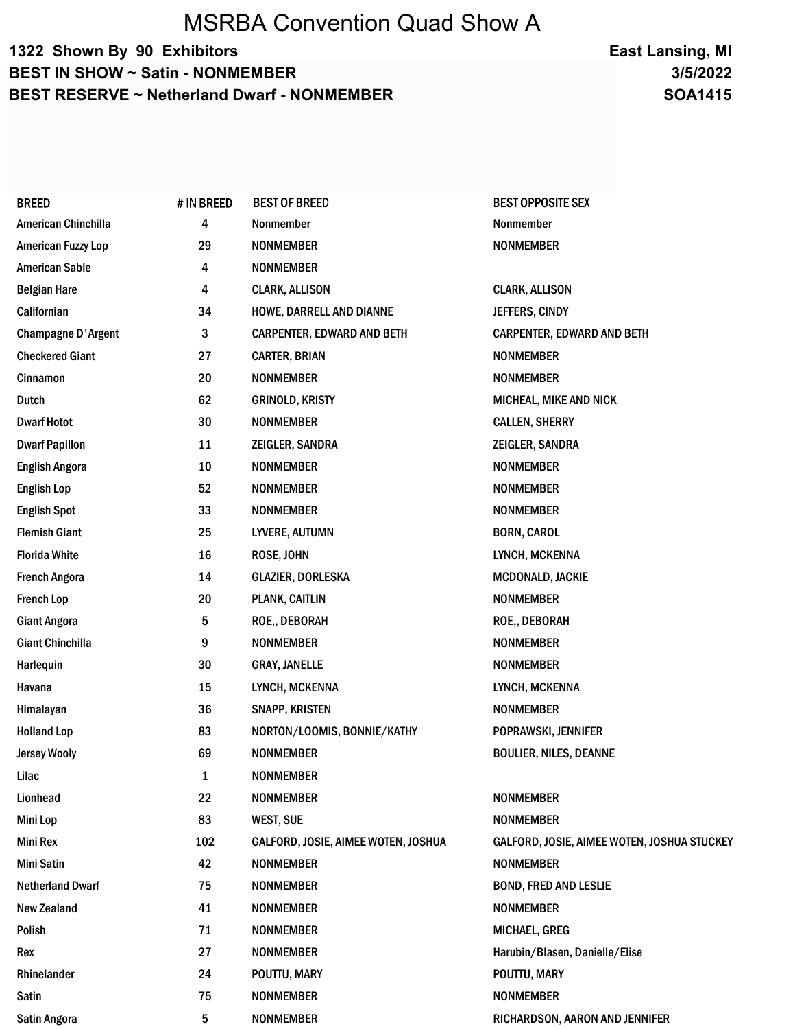# MSRBA Convention Quad Show A

**1322 Shown By 90 Exhibitors** — **East Lansing, MI**

**BEST IN SHOW ~ Satin - NONMEMBER** — **3/5/2022**

**BEST RESERVE ~ Netherland Dwarf - NONMEMBER** — **SOA1415**

| BREED | # IN BREED | BEST OF BREED | BEST OPPOSITE SEX |
|---|---|---|---|
| American Chinchilla | 4 | Nonmember | Nonmember |
| American Fuzzy Lop | 29 | NONMEMBER | NONMEMBER |
| American Sable | 4 | NONMEMBER | |
| Belgian Hare | 4 | CLARK, ALLISON | CLARK, ALLISON |
| Californian | 34 | HOWE, DARRELL AND DIANNE | JEFFERS, CINDY |
| Champagne D'Argent | 3 | CARPENTER, EDWARD AND BETH | CARPENTER, EDWARD AND BETH |
| Checkered Giant | 27 | CARTER, BRIAN | NONMEMBER |
| Cinnamon | 20 | NONMEMBER | NONMEMBER |
| Dutch | 62 | GRINOLD, KRISTY | MICHEAL, MIKE AND NICK |
| Dwarf Hotot | 30 | NONMEMBER | CALLEN, SHERRY |
| Dwarf Papillon | 11 | ZEIGLER, SANDRA | ZEIGLER, SANDRA |
| English Angora | 10 | NONMEMBER | NONMEMBER |
| English Lop | 52 | NONMEMBER | NONMEMBER |
| English Spot | 33 | NONMEMBER | NONMEMBER |
| Flemish Giant | 25 | LYVERE, AUTUMN | BORN, CAROL |
| Florida White | 16 | ROSE, JOHN | LYNCH, MCKENNA |
| French Angora | 14 | GLAZIER, DORLESKA | MCDONALD, JACKIE |
| French Lop | 20 | PLANK, CAITLIN | NONMEMBER |
| Giant Angora | 5 | ROE,, DEBORAH | ROE,, DEBORAH |
| Giant Chinchilla | 9 | NONMEMBER | NONMEMBER |
| Harlequin | 30 | GRAY, JANELLE | NONMEMBER |
| Havana | 15 | LYNCH, MCKENNA | LYNCH, MCKENNA |
| Himalayan | 36 | SNAPP, KRISTEN | NONMEMBER |
| Holland Lop | 83 | NORTON/LOOMIS, BONNIE/KATHY | POPRAWSKI, JENNIFER |
| Jersey Wooly | 69 | NONMEMBER | BOULIER, NILES, DEANNE |
| Lilac | 1 | NONMEMBER | |
| Lionhead | 22 | NONMEMBER | NONMEMBER |
| Mini Lop | 83 | WEST, SUE | NONMEMBER |
| Mini Rex | 102 | GALFORD, JOSIE, AIMEE WOTEN, JOSHUA | GALFORD, JOSIE, AIMEE WOTEN, JOSHUA STUCKEY |
| Mini Satin | 42 | NONMEMBER | NONMEMBER |
| Netherland Dwarf | 75 | NONMEMBER | BOND, FRED AND LESLIE |
| New Zealand | 41 | NONMEMBER | NONMEMBER |
| Polish | 71 | NONMEMBER | MICHAEL, GREG |
| Rex | 27 | NONMEMBER | Harubin/Blasen, Danielle/Elise |
| Rhinelander | 24 | POUTTU, MARY | POUTTU, MARY |
| Satin | 75 | NONMEMBER | NONMEMBER |
| Satin Angora | 5 | NONMEMBER | RICHARDSON, AARON AND JENNIFER |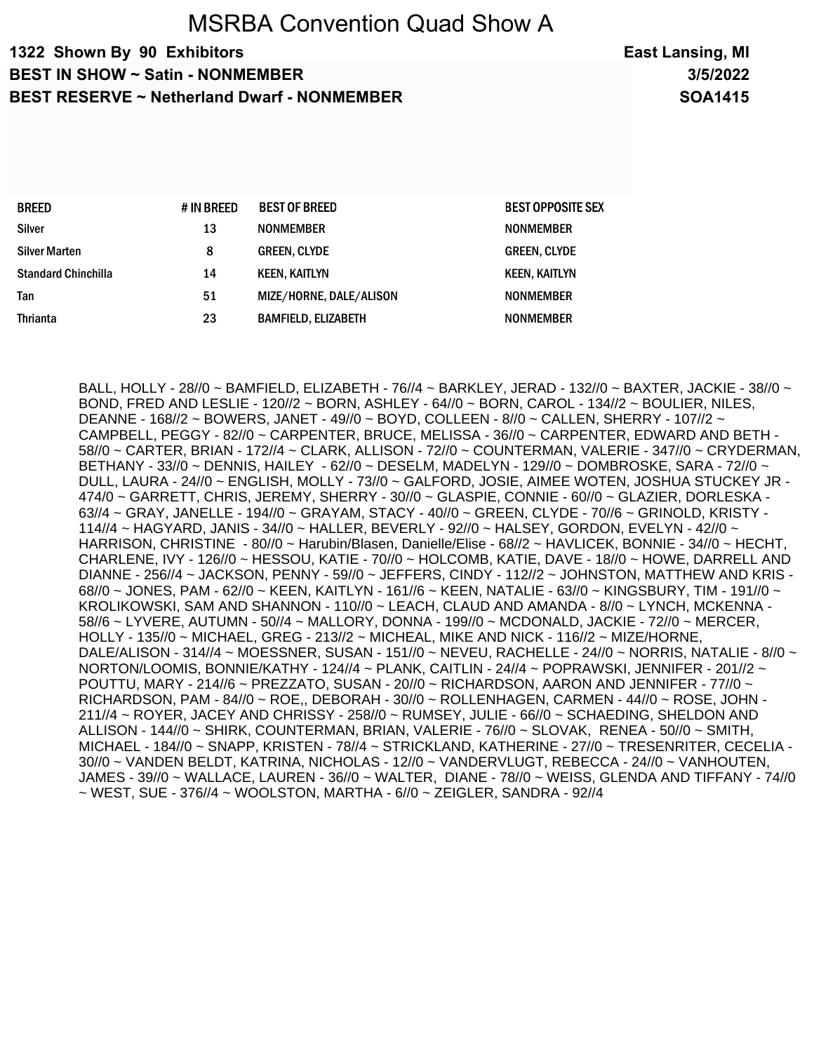# MSRBA Convention Quad Show A

**1322 Shown By 90 Exhibitors** — **East Lansing, MI**

**BEST IN SHOW ~ Satin - NONMEMBER** — **3/5/2022**

**BEST RESERVE ~ Netherland Dwarf - NONMEMBER** — **SOA1415**

| BREED | # IN BREED | BEST OF BREED | BEST OPPOSITE SEX |
| --- | --- | --- | --- |
| Silver | 13 | NONMEMBER | NONMEMBER |
| Silver Marten | 8 | GREEN, CLYDE | GREEN, CLYDE |
| Standard Chinchilla | 14 | KEEN, KAITLYN | KEEN, KAITLYN |
| Tan | 51 | MIZE/HORNE, DALE/ALISON | NONMEMBER |
| Thrianta | 23 | BAMFIELD, ELIZABETH | NONMEMBER |

BALL, HOLLY - 28//0 ~ BAMFIELD, ELIZABETH - 76//4 ~ BARKLEY, JERAD - 132//0 ~ BAXTER, JACKIE - 38//0 ~ BOND, FRED AND LESLIE - 120//2 ~ BORN, ASHLEY - 64//0 ~ BORN, CAROL - 134//2 ~ BOULIER, NILES, DEANNE - 168//2 ~ BOWERS, JANET - 49//0 ~ BOYD, COLLEEN - 8//0 ~ CALLEN, SHERRY - 107//2 ~ CAMPBELL, PEGGY - 82//0 ~ CARPENTER, BRUCE, MELISSA - 36//0 ~ CARPENTER, EDWARD AND BETH - 58//0 ~ CARTER, BRIAN - 172//4 ~ CLARK, ALLISON - 72//0 ~ COUNTERMAN, VALERIE - 347//0 ~ CRYDERMAN, BETHANY - 33//0 ~ DENNIS, HAILEY - 62//0 ~ DESELM, MADELYN - 129//0 ~ DOMBROSKE, SARA - 72//0 ~ DULL, LAURA - 24//0 ~ ENGLISH, MOLLY - 73//0 ~ GALFORD, JOSIE, AIMEE WOTEN, JOSHUA STUCKEY JR - 474/0 ~ GARRETT, CHRIS, JEREMY, SHERRY - 30//0 ~ GLASPIE, CONNIE - 60//0 ~ GLAZIER, DORLESKA - 63//4 ~ GRAY, JANELLE - 194//0 ~ GRAYAM, STACY - 40//0 ~ GREEN, CLYDE - 70//6 ~ GRINOLD, KRISTY - 114//4 ~ HAGYARD, JANIS - 34//0 ~ HALLER, BEVERLY - 92//0 ~ HALSEY, GORDON, EVELYN - 42//0 ~ HARRISON, CHRISTINE - 80//0 ~ Harubin/Blasen, Danielle/Elise - 68//2 ~ HAVLICEK, BONNIE - 34//0 ~ HECHT, CHARLENE, IVY - 126//0 ~ HESSOU, KATIE - 70//0 ~ HOLCOMB, KATIE, DAVE - 18//0 ~ HOWE, DARRELL AND DIANNE - 256//4 ~ JACKSON, PENNY - 59//0 ~ JEFFERS, CINDY - 112//2 ~ JOHNSTON, MATTHEW AND KRIS - 68//0 ~ JONES, PAM - 62//0 ~ KEEN, KAITLYN - 161//6 ~ KEEN, NATALIE - 63//0 ~ KINGSBURY, TIM - 191//0 ~ KROLIKOWSKI, SAM AND SHANNON - 110//0 ~ LEACH, CLAUD AND AMANDA - 8//0 ~ LYNCH, MCKENNA - 58//6 ~ LYVERE, AUTUMN - 50//4 ~ MALLORY, DONNA - 199//0 ~ MCDONALD, JACKIE - 72//0 ~ MERCER, HOLLY - 135//0 ~ MICHAEL, GREG - 213//2 ~ MICHEAL, MIKE AND NICK - 116//2 ~ MIZE/HORNE, DALE/ALISON - 314//4 ~ MOESSNER, SUSAN - 151//0 ~ NEVEU, RACHELLE - 24//0 ~ NORRIS, NATALIE - 8//0 ~ NORTON/LOOMIS, BONNIE/KATHY - 124//4 ~ PLANK, CAITLIN - 24//4 ~ POPRAWSKI, JENNIFER - 201//2 ~ POUTTU, MARY - 214//6 ~ PREZZATO, SUSAN - 20//0 ~ RICHARDSON, AARON AND JENNIFER - 77//0 ~ RICHARDSON, PAM - 84//0 ~ ROE,, DEBORAH - 30//0 ~ ROLLENHAGEN, CARMEN - 44//0 ~ ROSE, JOHN - 211//4 ~ ROYER, JACEY AND CHRISSY - 258//0 ~ RUMSEY, JULIE - 66//0 ~ SCHAEDING, SHELDON AND ALLISON - 144//0 ~ SHIRK, COUNTERMAN, BRIAN, VALERIE - 76//0 ~ SLOVAK, RENEA - 50//0 ~ SMITH, MICHAEL - 184//0 ~ SNAPP, KRISTEN - 78//4 ~ STRICKLAND, KATHERINE - 27//0 ~ TRESENRITER, CECELIA - 30//0 ~ VANDEN BELDT, KATRINA, NICHOLAS - 12//0 ~ VANDERVLUGT, REBECCA - 24//0 ~ VANHOUTEN, JAMES - 39//0 ~ WALLACE, LAUREN - 36//0 ~ WALTER, DIANE - 78//0 ~ WEISS, GLENDA AND TIFFANY - 74//0 ~ WEST, SUE - 376//4 ~ WOOLSTON, MARTHA - 6//0 ~ ZEIGLER, SANDRA - 92//4